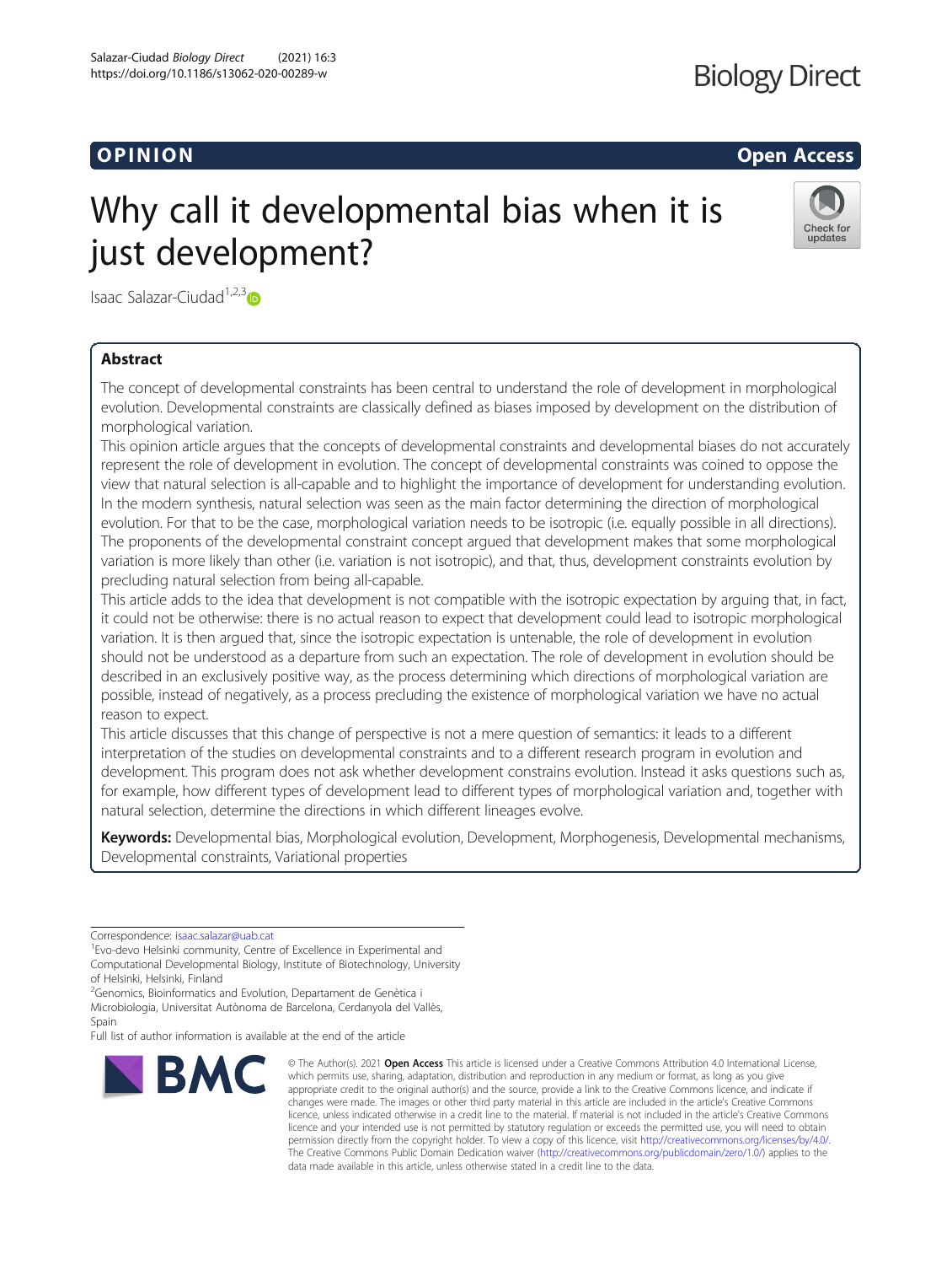OPINION

Open Access

# Why call it developmental bias when it is just development?

Isaac Salazar-Ciudad[1,2,3]

## Abstract

The concept of developmental constraints has been central to understand the role of development in morphological evolution. Developmental constraints are classically defined as biases imposed by development on the distribution of morphological variation.

This opinion article argues that the concepts of developmental constraints and developmental biases do not accurately represent the role of development in evolution. The concept of developmental constraints was coined to oppose the view that natural selection is all-capable and to highlight the importance of development for understanding evolution. In the modern synthesis, natural selection was seen as the main factor determining the direction of morphological evolution. For that to be the case, morphological variation needs to be isotropic (i.e. equally possible in all directions). The proponents of the developmental constraint concept argued that development makes that some morphological variation is more likely than other (i.e. variation is not isotropic), and that, thus, development constraints evolution by precluding natural selection from being all-capable.

This article adds to the idea that development is not compatible with the isotropic expectation by arguing that, in fact, it could not be otherwise: there is no actual reason to expect that development could lead to isotropic morphological variation. It is then argued that, since the isotropic expectation is untenable, the role of development in evolution should not be understood as a departure from such an expectation. The role of development in evolution should be described in an exclusively positive way, as the process determining which directions of morphological variation are possible, instead of negatively, as a process precluding the existence of morphological variation we have no actual reason to expect.

This article discusses that this change of perspective is not a mere question of semantics: it leads to a different interpretation of the studies on developmental constraints and to a different research program in evolution and development. This program does not ask whether development constrains evolution. Instead it asks questions such as, for example, how different types of development lead to different types of morphological variation and, together with natural selection, determine the directions in which different lineages evolve.

**Keywords:** Developmental bias, Morphological evolution, Development, Morphogenesis, Developmental mechanisms, Developmental constraints, Variational properties

Correspondence: isaac.salazar@uab.cat

[1]Evo-devo Helsinki community, Centre of Excellence in Experimental and Computational Developmental Biology, Institute of Biotechnology, University of Helsinki, Helsinki, Finland

[2]Genomics, Bioinformatics and Evolution, Departament de Genètica i Microbiologia, Universitat Autònoma de Barcelona, Cerdanyola del Vallès, Spain

Full list of author information is available at the end of the article

© The Author(s). 2021 **Open Access** This article is licensed under a Creative Commons Attribution 4.0 International License, which permits use, sharing, adaptation, distribution and reproduction in any medium or format, as long as you give appropriate credit to the original author(s) and the source, provide a link to the Creative Commons licence, and indicate if changes were made. The images or other third party material in this article are included in the article's Creative Commons licence, unless indicated otherwise in a credit line to the material. If material is not included in the article's Creative Commons licence and your intended use is not permitted by statutory regulation or exceeds the permitted use, you will need to obtain permission directly from the copyright holder. To view a copy of this licence, visit http://creativecommons.org/licenses/by/4.0/. The Creative Commons Public Domain Dedication waiver (http://creativecommons.org/publicdomain/zero/1.0/) applies to the data made available in this article, unless otherwise stated in a credit line to the data.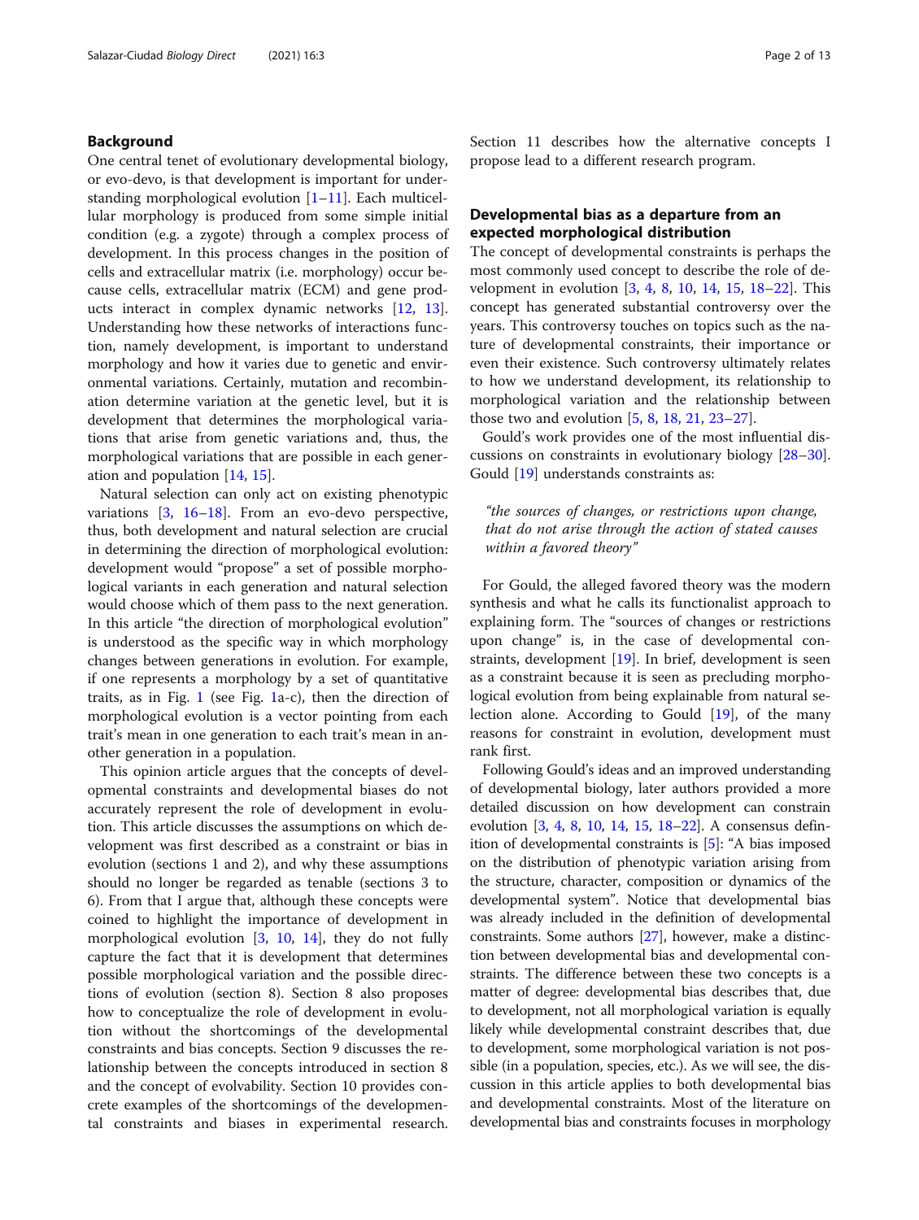## Background

One central tenet of evolutionary developmental biology, or evo-devo, is that development is important for understanding morphological evolution [1–11]. Each multicellular morphology is produced from some simple initial condition (e.g. a zygote) through a complex process of development. In this process changes in the position of cells and extracellular matrix (i.e. morphology) occur because cells, extracellular matrix (ECM) and gene products interact in complex dynamic networks [12, 13]. Understanding how these networks of interactions function, namely development, is important to understand morphology and how it varies due to genetic and environmental variations. Certainly, mutation and recombination determine variation at the genetic level, but it is development that determines the morphological variations that arise from genetic variations and, thus, the morphological variations that are possible in each generation and population [14, 15].

Natural selection can only act on existing phenotypic variations [3, 16–18]. From an evo-devo perspective, thus, both development and natural selection are crucial in determining the direction of morphological evolution: development would "propose" a set of possible morphological variants in each generation and natural selection would choose which of them pass to the next generation. In this article "the direction of morphological evolution" is understood as the specific way in which morphology changes between generations in evolution. For example, if one represents a morphology by a set of quantitative traits, as in Fig. 1 (see Fig. 1a-c), then the direction of morphological evolution is a vector pointing from each trait's mean in one generation to each trait's mean in another generation in a population.

This opinion article argues that the concepts of developmental constraints and developmental biases do not accurately represent the role of development in evolution. This article discusses the assumptions on which development was first described as a constraint or bias in evolution (sections 1 and 2), and why these assumptions should no longer be regarded as tenable (sections 3 to 6). From that I argue that, although these concepts were coined to highlight the importance of development in morphological evolution [3, 10, 14], they do not fully capture the fact that it is development that determines possible morphological variation and the possible directions of evolution (section 8). Section 8 also proposes how to conceptualize the role of development in evolution without the shortcomings of the developmental constraints and bias concepts. Section 9 discusses the relationship between the concepts introduced in section 8 and the concept of evolvability. Section 10 provides concrete examples of the shortcomings of the developmental constraints and biases in experimental research. Section 11 describes how the alternative concepts I propose lead to a different research program.

## Developmental bias as a departure from an expected morphological distribution

The concept of developmental constraints is perhaps the most commonly used concept to describe the role of development in evolution [3, 4, 8, 10, 14, 15, 18–22]. This concept has generated substantial controversy over the years. This controversy touches on topics such as the nature of developmental constraints, their importance or even their existence. Such controversy ultimately relates to how we understand development, its relationship to morphological variation and the relationship between those two and evolution [5, 8, 18, 21, 23–27].

Gould's work provides one of the most influential discussions on constraints in evolutionary biology [28–30]. Gould [19] understands constraints as:

> *"the sources of changes, or restrictions upon change, that do not arise through the action of stated causes within a favored theory"*

For Gould, the alleged favored theory was the modern synthesis and what he calls its functionalist approach to explaining form. The "sources of changes or restrictions upon change" is, in the case of developmental constraints, development [19]. In brief, development is seen as a constraint because it is seen as precluding morphological evolution from being explainable from natural selection alone. According to Gould [19], of the many reasons for constraint in evolution, development must rank first.

Following Gould's ideas and an improved understanding of developmental biology, later authors provided a more detailed discussion on how development can constrain evolution [3, 4, 8, 10, 14, 15, 18–22]. A consensus definition of developmental constraints is [5]: "A bias imposed on the distribution of phenotypic variation arising from the structure, character, composition or dynamics of the developmental system". Notice that developmental bias was already included in the definition of developmental constraints. Some authors [27], however, make a distinction between developmental bias and developmental constraints. The difference between these two concepts is a matter of degree: developmental bias describes that, due to development, not all morphological variation is equally likely while developmental constraint describes that, due to development, some morphological variation is not possible (in a population, species, etc.). As we will see, the discussion in this article applies to both developmental bias and developmental constraints. Most of the literature on developmental bias and constraints focuses in morphology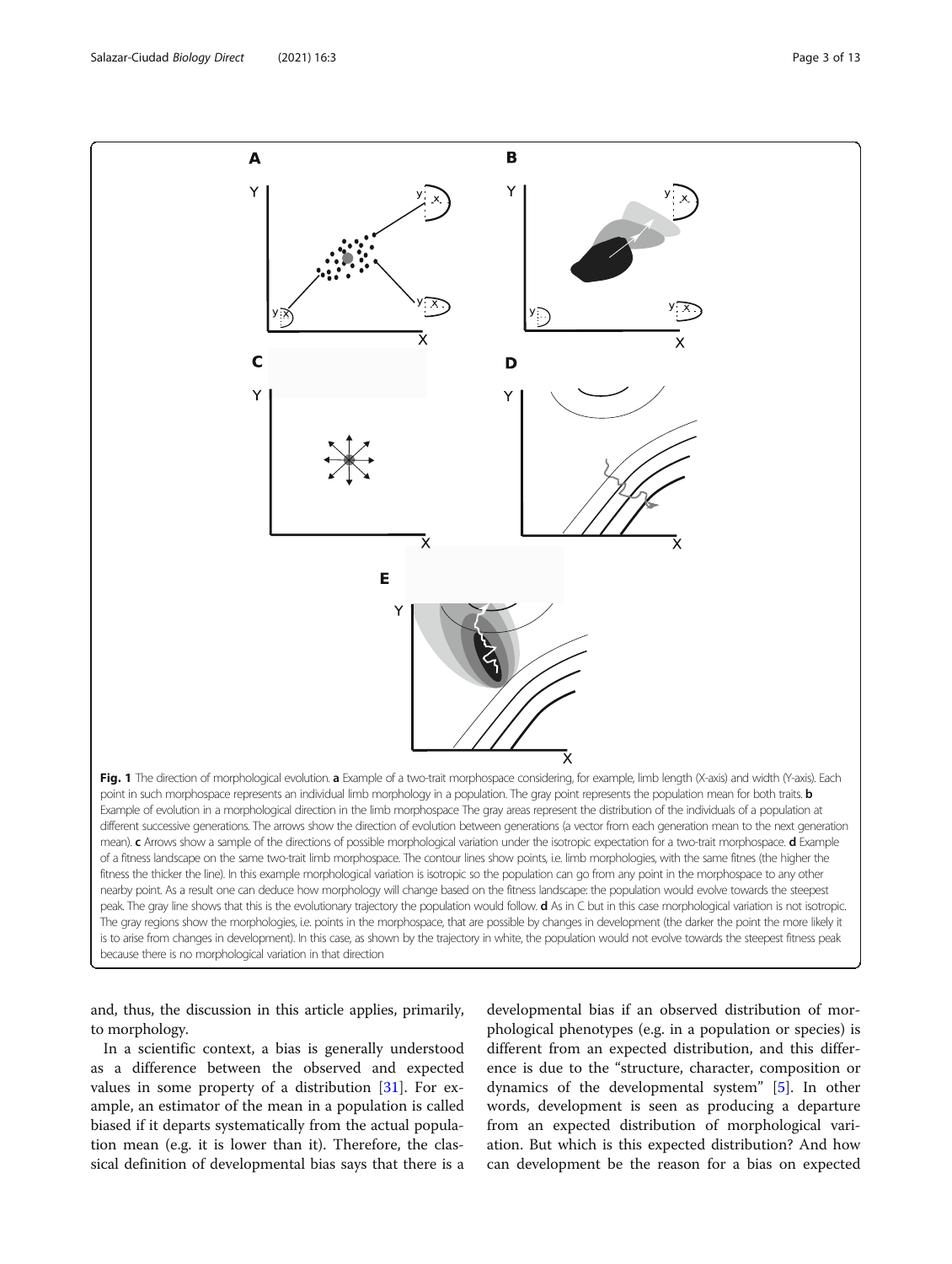A

Y

X

B

Y

X

C

Y

X

D

Y

X

E

Y

X

**Fig. 1** The direction of morphological evolution. **a** Example of a two-trait morphospace considering, for example, limb length (X-axis) and width (Y-axis). Each point in such morphospace represents an individual limb morphology in a population. The gray point represents the population mean for both traits. **b** Example of evolution in a morphological direction in the limb morphospace The gray areas represent the distribution of the individuals of a population at different successive generations. The arrows show the direction of evolution between generations (a vector from each generation mean to the next generation mean). **c** Arrows show a sample of the directions of possible morphological variation under the isotropic expectation for a two-trait morphospace. **d** Example of a fitness landscape on the same two-trait limb morphospace. The contour lines show points, i.e. limb morphologies, with the same fitnes (the higher the fitness the thicker the line). In this example morphological variation is isotropic so the population can go from any point in the morphospace to any other nearby point. As a result one can deduce how morphology will change based on the fitness landscape: the population would evolve towards the steepest peak. The gray line shows that this is the evolutionary trajectory the population would follow. **d** As in C but in this case morphological variation is not isotropic. The gray regions show the morphologies, i.e. points in the morphospace, that are possible by changes in development (the darker the point the more likely it is to arise from changes in development). In this case, as shown by the trajectory in white, the population would not evolve towards the steepest fitness peak because there is no morphological variation in that direction

and, thus, the discussion in this article applies, primarily, to morphology.

In a scientific context, a bias is generally understood as a difference between the observed and expected values in some property of a distribution [31]. For example, an estimator of the mean in a population is called biased if it departs systematically from the actual population mean (e.g. it is lower than it). Therefore, the classical definition of developmental bias says that there is a developmental bias if an observed distribution of morphological phenotypes (e.g. in a population or species) is different from an expected distribution, and this difference is due to the "structure, character, composition or dynamics of the developmental system" [5]. In other words, development is seen as producing a departure from an expected distribution of morphological variation. But which is this expected distribution? And how can development be the reason for a bias on expected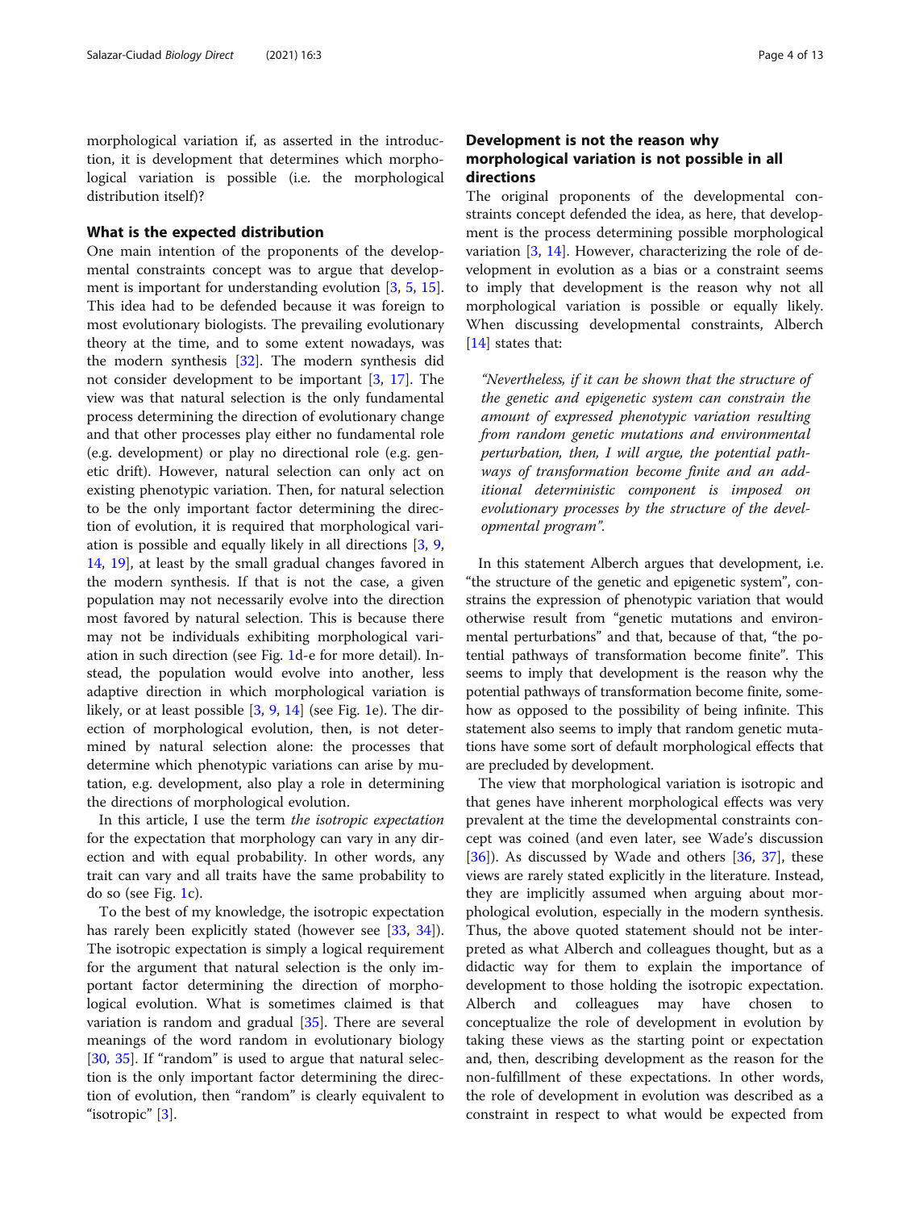morphological variation if, as asserted in the introduction, it is development that determines which morphological variation is possible (i.e. the morphological distribution itself)?

### What is the expected distribution

One main intention of the proponents of the developmental constraints concept was to argue that development is important for understanding evolution [3, 5, 15]. This idea had to be defended because it was foreign to most evolutionary biologists. The prevailing evolutionary theory at the time, and to some extent nowadays, was the modern synthesis [32]. The modern synthesis did not consider development to be important [3, 17]. The view was that natural selection is the only fundamental process determining the direction of evolutionary change and that other processes play either no fundamental role (e.g. development) or play no directional role (e.g. genetic drift). However, natural selection can only act on existing phenotypic variation. Then, for natural selection to be the only important factor determining the direction of evolution, it is required that morphological variation is possible and equally likely in all directions [3, 9, 14, 19], at least by the small gradual changes favored in the modern synthesis. If that is not the case, a given population may not necessarily evolve into the direction most favored by natural selection. This is because there may not be individuals exhibiting morphological variation in such direction (see Fig. 1d-e for more detail). Instead, the population would evolve into another, less adaptive direction in which morphological variation is likely, or at least possible [3, 9, 14] (see Fig. 1e). The direction of morphological evolution, then, is not determined by natural selection alone: the processes that determine which phenotypic variations can arise by mutation, e.g. development, also play a role in determining the directions of morphological evolution.

In this article, I use the term *the isotropic expectation* for the expectation that morphology can vary in any direction and with equal probability. In other words, any trait can vary and all traits have the same probability to do so (see Fig. 1c).

To the best of my knowledge, the isotropic expectation has rarely been explicitly stated (however see [33, 34]). The isotropic expectation is simply a logical requirement for the argument that natural selection is the only important factor determining the direction of morphological evolution. What is sometimes claimed is that variation is random and gradual [35]. There are several meanings of the word random in evolutionary biology [30, 35]. If "random" is used to argue that natural selection is the only important factor determining the direction of evolution, then "random" is clearly equivalent to "isotropic" [3].

### Development is not the reason why morphological variation is not possible in all directions

The original proponents of the developmental constraints concept defended the idea, as here, that development is the process determining possible morphological variation [3, 14]. However, characterizing the role of development in evolution as a bias or a constraint seems to imply that development is the reason why not all morphological variation is possible or equally likely. When discussing developmental constraints, Alberch [14] states that:

> *"Nevertheless, if it can be shown that the structure of the genetic and epigenetic system can constrain the amount of expressed phenotypic variation resulting from random genetic mutations and environmental perturbation, then, I will argue, the potential pathways of transformation become finite and an additional deterministic component is imposed on evolutionary processes by the structure of the developmental program".*

In this statement Alberch argues that development, i.e. "the structure of the genetic and epigenetic system", constrains the expression of phenotypic variation that would otherwise result from "genetic mutations and environmental perturbations" and that, because of that, "the potential pathways of transformation become finite". This seems to imply that development is the reason why the potential pathways of transformation become finite, somehow as opposed to the possibility of being infinite. This statement also seems to imply that random genetic mutations have some sort of default morphological effects that are precluded by development.

The view that morphological variation is isotropic and that genes have inherent morphological effects was very prevalent at the time the developmental constraints concept was coined (and even later, see Wade's discussion [36]). As discussed by Wade and others [36, 37], these views are rarely stated explicitly in the literature. Instead, they are implicitly assumed when arguing about morphological evolution, especially in the modern synthesis. Thus, the above quoted statement should not be interpreted as what Alberch and colleagues thought, but as a didactic way for them to explain the importance of development to those holding the isotropic expectation. Alberch and colleagues may have chosen to conceptualize the role of development in evolution by taking these views as the starting point or expectation and, then, describing development as the reason for the non-fulfillment of these expectations. In other words, the role of development in evolution was described as a constraint in respect to what would be expected from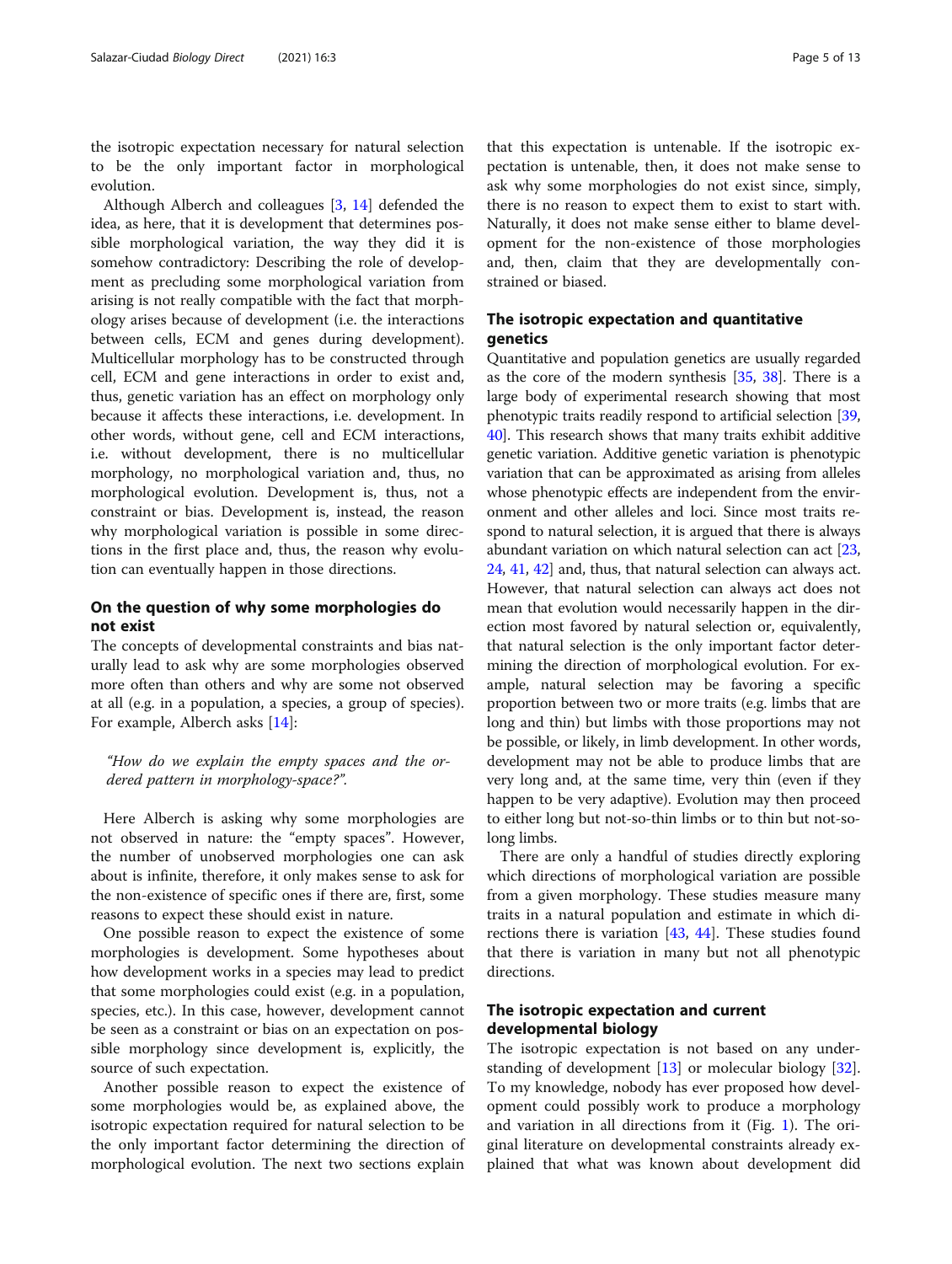the isotropic expectation necessary for natural selection to be the only important factor in morphological evolution.

Although Alberch and colleagues [3, 14] defended the idea, as here, that it is development that determines possible morphological variation, the way they did it is somehow contradictory: Describing the role of development as precluding some morphological variation from arising is not really compatible with the fact that morphology arises because of development (i.e. the interactions between cells, ECM and genes during development). Multicellular morphology has to be constructed through cell, ECM and gene interactions in order to exist and, thus, genetic variation has an effect on morphology only because it affects these interactions, i.e. development. In other words, without gene, cell and ECM interactions, i.e. without development, there is no multicellular morphology, no morphological variation and, thus, no morphological evolution. Development is, thus, not a constraint or bias. Development is, instead, the reason why morphological variation is possible in some directions in the first place and, thus, the reason why evolution can eventually happen in those directions.

## On the question of why some morphologies do not exist

The concepts of developmental constraints and bias naturally lead to ask why are some morphologies observed more often than others and why are some not observed at all (e.g. in a population, a species, a group of species). For example, Alberch asks [14]:

> *"How do we explain the empty spaces and the ordered pattern in morphology-space?".*

Here Alberch is asking why some morphologies are not observed in nature: the "empty spaces". However, the number of unobserved morphologies one can ask about is infinite, therefore, it only makes sense to ask for the non-existence of specific ones if there are, first, some reasons to expect these should exist in nature.

One possible reason to expect the existence of some morphologies is development. Some hypotheses about how development works in a species may lead to predict that some morphologies could exist (e.g. in a population, species, etc.). In this case, however, development cannot be seen as a constraint or bias on an expectation on possible morphology since development is, explicitly, the source of such expectation.

Another possible reason to expect the existence of some morphologies would be, as explained above, the isotropic expectation required for natural selection to be the only important factor determining the direction of morphological evolution. The next two sections explain that this expectation is untenable. If the isotropic expectation is untenable, then, it does not make sense to ask why some morphologies do not exist since, simply, there is no reason to expect them to exist to start with. Naturally, it does not make sense either to blame development for the non-existence of those morphologies and, then, claim that they are developmentally constrained or biased.

## The isotropic expectation and quantitative genetics

Quantitative and population genetics are usually regarded as the core of the modern synthesis [35, 38]. There is a large body of experimental research showing that most phenotypic traits readily respond to artificial selection [39, 40]. This research shows that many traits exhibit additive genetic variation. Additive genetic variation is phenotypic variation that can be approximated as arising from alleles whose phenotypic effects are independent from the environment and other alleles and loci. Since most traits respond to natural selection, it is argued that there is always abundant variation on which natural selection can act [23, 24, 41, 42] and, thus, that natural selection can always act. However, that natural selection can always act does not mean that evolution would necessarily happen in the direction most favored by natural selection or, equivalently, that natural selection is the only important factor determining the direction of morphological evolution. For example, natural selection may be favoring a specific proportion between two or more traits (e.g. limbs that are long and thin) but limbs with those proportions may not be possible, or likely, in limb development. In other words, development may not be able to produce limbs that are very long and, at the same time, very thin (even if they happen to be very adaptive). Evolution may then proceed to either long but not-so-thin limbs or to thin but not-so-long limbs.

There are only a handful of studies directly exploring which directions of morphological variation are possible from a given morphology. These studies measure many traits in a natural population and estimate in which directions there is variation [43, 44]. These studies found that there is variation in many but not all phenotypic directions.

## The isotropic expectation and current developmental biology

The isotropic expectation is not based on any understanding of development [13] or molecular biology [32]. To my knowledge, nobody has ever proposed how development could possibly work to produce a morphology and variation in all directions from it (Fig. 1). The original literature on developmental constraints already explained that what was known about development did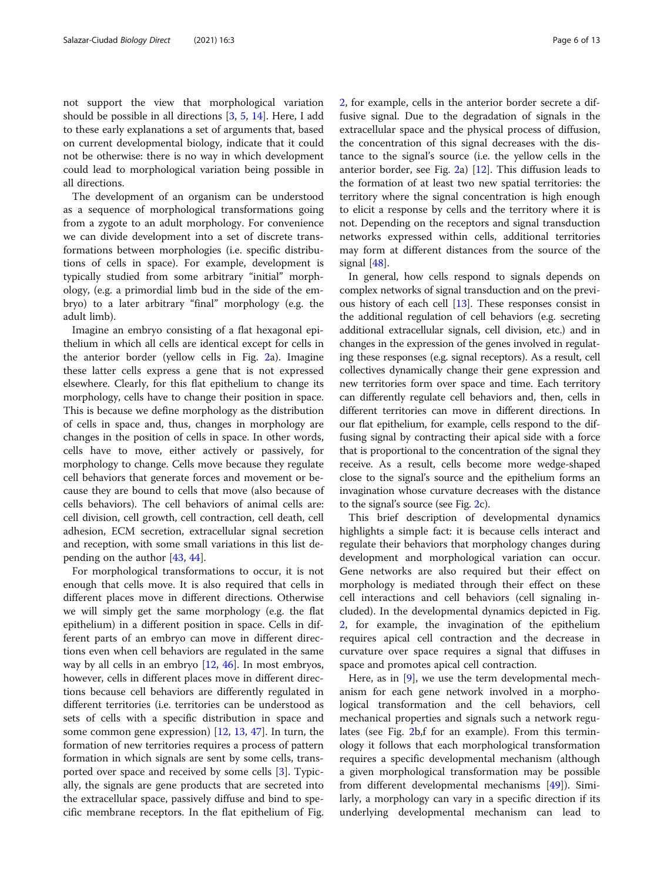not support the view that morphological variation should be possible in all directions [3, 5, 14]. Here, I add to these early explanations a set of arguments that, based on current developmental biology, indicate that it could not be otherwise: there is no way in which development could lead to morphological variation being possible in all directions.

The development of an organism can be understood as a sequence of morphological transformations going from a zygote to an adult morphology. For convenience we can divide development into a set of discrete transformations between morphologies (i.e. specific distributions of cells in space). For example, development is typically studied from some arbitrary "initial" morphology, (e.g. a primordial limb bud in the side of the embryo) to a later arbitrary "final" morphology (e.g. the adult limb).

Imagine an embryo consisting of a flat hexagonal epithelium in which all cells are identical except for cells in the anterior border (yellow cells in Fig. 2a). Imagine these latter cells express a gene that is not expressed elsewhere. Clearly, for this flat epithelium to change its morphology, cells have to change their position in space. This is because we define morphology as the distribution of cells in space and, thus, changes in morphology are changes in the position of cells in space. In other words, cells have to move, either actively or passively, for morphology to change. Cells move because they regulate cell behaviors that generate forces and movement or because they are bound to cells that move (also because of cells behaviors). The cell behaviors of animal cells are: cell division, cell growth, cell contraction, cell death, cell adhesion, ECM secretion, extracellular signal secretion and reception, with some small variations in this list depending on the author [43, 44].

For morphological transformations to occur, it is not enough that cells move. It is also required that cells in different places move in different directions. Otherwise we will simply get the same morphology (e.g. the flat epithelium) in a different position in space. Cells in different parts of an embryo can move in different directions even when cell behaviors are regulated in the same way by all cells in an embryo [12, 46]. In most embryos, however, cells in different places move in different directions because cell behaviors are differently regulated in different territories (i.e. territories can be understood as sets of cells with a specific distribution in space and some common gene expression) [12, 13, 47]. In turn, the formation of new territories requires a process of pattern formation in which signals are sent by some cells, transported over space and received by some cells [3]. Typically, the signals are gene products that are secreted into the extracellular space, passively diffuse and bind to specific membrane receptors. In the flat epithelium of Fig. 2, for example, cells in the anterior border secrete a diffusive signal. Due to the degradation of signals in the extracellular space and the physical process of diffusion, the concentration of this signal decreases with the distance to the signal's source (i.e. the yellow cells in the anterior border, see Fig. 2a) [12]. This diffusion leads to the formation of at least two new spatial territories: the territory where the signal concentration is high enough to elicit a response by cells and the territory where it is not. Depending on the receptors and signal transduction networks expressed within cells, additional territories may form at different distances from the source of the signal [48].

In general, how cells respond to signals depends on complex networks of signal transduction and on the previous history of each cell [13]. These responses consist in the additional regulation of cell behaviors (e.g. secreting additional extracellular signals, cell division, etc.) and in changes in the expression of the genes involved in regulating these responses (e.g. signal receptors). As a result, cell collectives dynamically change their gene expression and new territories form over space and time. Each territory can differently regulate cell behaviors and, then, cells in different territories can move in different directions. In our flat epithelium, for example, cells respond to the diffusing signal by contracting their apical side with a force that is proportional to the concentration of the signal they receive. As a result, cells become more wedge-shaped close to the signal's source and the epithelium forms an invagination whose curvature decreases with the distance to the signal's source (see Fig. 2c).

This brief description of developmental dynamics highlights a simple fact: it is because cells interact and regulate their behaviors that morphology changes during development and morphological variation can occur. Gene networks are also required but their effect on morphology is mediated through their effect on these cell interactions and cell behaviors (cell signaling included). In the developmental dynamics depicted in Fig. 2, for example, the invagination of the epithelium requires apical cell contraction and the decrease in curvature over space requires a signal that diffuses in space and promotes apical cell contraction.

Here, as in [9], we use the term developmental mechanism for each gene network involved in a morphological transformation and the cell behaviors, cell mechanical properties and signals such a network regulates (see Fig. 2b,f for an example). From this terminology it follows that each morphological transformation requires a specific developmental mechanism (although a given morphological transformation may be possible from different developmental mechanisms [49]). Similarly, a morphology can vary in a specific direction if its underlying developmental mechanism can lead to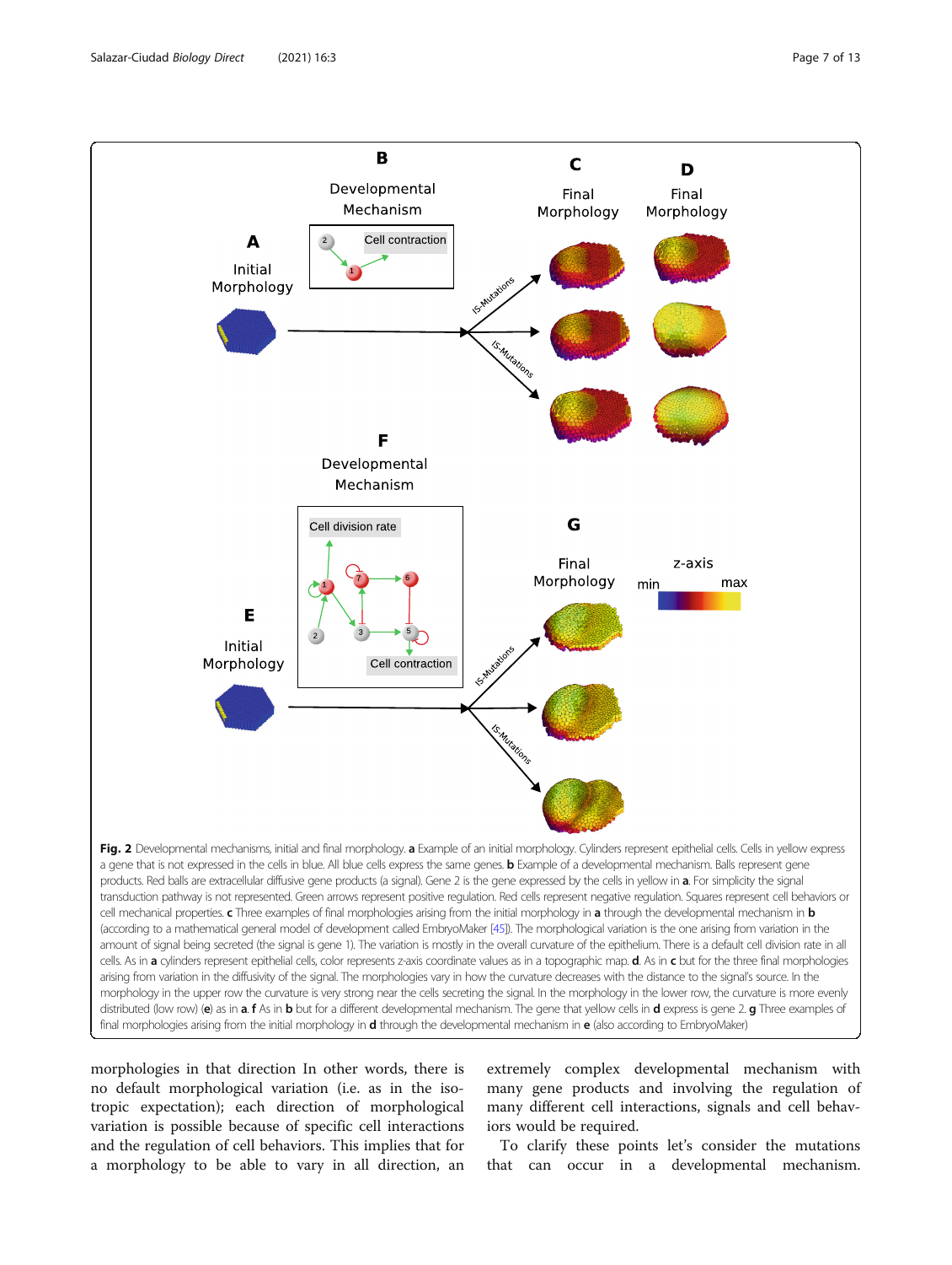A
Initial
Morphology

B
Developmental
Mechanism

Cell contraction

C
Final
Morphology

D
Final
Morphology

IS-Mutations

IS-Mutations

E
Initial
Morphology

F
Developmental
Mechanism

Cell division rate

Cell contraction

G
Final
Morphology

z-axis
min
max

IS-Mutations

IS-Mutations

**Fig. 2** Developmental mechanisms, initial and final morphology. **a** Example of an initial morphology. Cylinders represent epithelial cells. Cells in yellow express a gene that is not expressed in the cells in blue. All blue cells express the same genes. **b** Example of a developmental mechanism. Balls represent gene products. Red balls are extracellular diffusive gene products (a signal). Gene 2 is the gene expressed by the cells in yellow in **a**. For simplicity the signal transduction pathway is not represented. Green arrows represent positive regulation. Red cells represent negative regulation. Squares represent cell behaviors or cell mechanical properties. **c** Three examples of final morphologies arising from the initial morphology in **a** through the developmental mechanism in **b** (according to a mathematical general model of development called EmbryoMaker [45]). The morphological variation is the one arising from variation in the amount of signal being secreted (the signal is gene 1). The variation is mostly in the overall curvature of the epithelium. There is a default cell division rate in all cells. As in **a** cylinders represent epithelial cells, color represents z-axis coordinate values as in a topographic map. **d**. As in **c** but for the three final morphologies arising from variation in the diffusivity of the signal. The morphologies vary in how the curvature decreases with the distance to the signal's source. In the morphology in the upper row the curvature is very strong near the cells secreting the signal. In the morphology in the lower row, the curvature is more evenly distributed (low row) (**e**) as in **a**. **f** As in **b** but for a different developmental mechanism. The gene that yellow cells in **d** express is gene 2. **g** Three examples of final morphologies arising from the initial morphology in **d** through the developmental mechanism in **e** (also according to EmbryoMaker)

morphologies in that direction In other words, there is no default morphological variation (i.e. as in the isotropic expectation); each direction of morphological variation is possible because of specific cell interactions and the regulation of cell behaviors. This implies that for a morphology to be able to vary in all direction, an extremely complex developmental mechanism with many gene products and involving the regulation of many different cell interactions, signals and cell behaviors would be required.

To clarify these points let's consider the mutations that can occur in a developmental mechanism.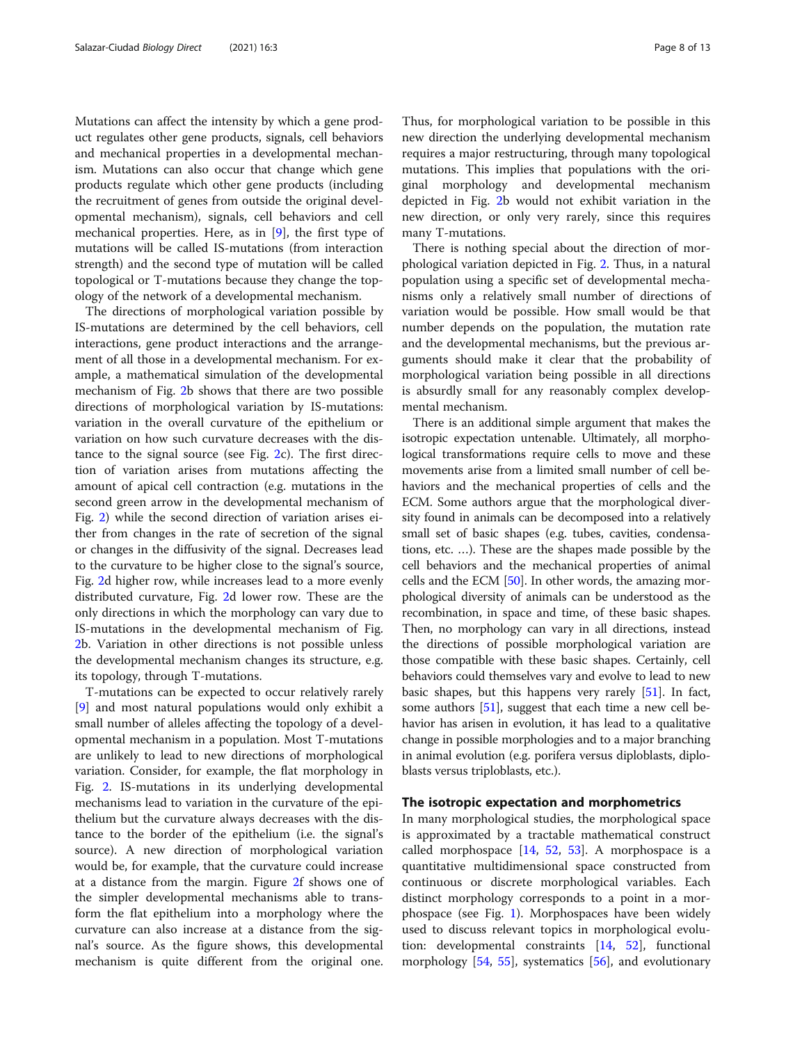Mutations can affect the intensity by which a gene product regulates other gene products, signals, cell behaviors and mechanical properties in a developmental mechanism. Mutations can also occur that change which gene products regulate which other gene products (including the recruitment of genes from outside the original developmental mechanism), signals, cell behaviors and cell mechanical properties. Here, as in [9], the first type of mutations will be called IS-mutations (from interaction strength) and the second type of mutation will be called topological or T-mutations because they change the topology of the network of a developmental mechanism.

The directions of morphological variation possible by IS-mutations are determined by the cell behaviors, cell interactions, gene product interactions and the arrangement of all those in a developmental mechanism. For example, a mathematical simulation of the developmental mechanism of Fig. 2b shows that there are two possible directions of morphological variation by IS-mutations: variation in the overall curvature of the epithelium or variation on how such curvature decreases with the distance to the signal source (see Fig. 2c). The first direction of variation arises from mutations affecting the amount of apical cell contraction (e.g. mutations in the second green arrow in the developmental mechanism of Fig. 2) while the second direction of variation arises either from changes in the rate of secretion of the signal or changes in the diffusivity of the signal. Decreases lead to the curvature to be higher close to the signal's source, Fig. 2d higher row, while increases lead to a more evenly distributed curvature, Fig. 2d lower row. These are the only directions in which the morphology can vary due to IS-mutations in the developmental mechanism of Fig. 2b. Variation in other directions is not possible unless the developmental mechanism changes its structure, e.g. its topology, through T-mutations.

T-mutations can be expected to occur relatively rarely [9] and most natural populations would only exhibit a small number of alleles affecting the topology of a developmental mechanism in a population. Most T-mutations are unlikely to lead to new directions of morphological variation. Consider, for example, the flat morphology in Fig. 2. IS-mutations in its underlying developmental mechanisms lead to variation in the curvature of the epithelium but the curvature always decreases with the distance to the border of the epithelium (i.e. the signal's source). A new direction of morphological variation would be, for example, that the curvature could increase at a distance from the margin. Figure 2f shows one of the simpler developmental mechanisms able to transform the flat epithelium into a morphology where the curvature can also increase at a distance from the signal's source. As the figure shows, this developmental mechanism is quite different from the original one. Thus, for morphological variation to be possible in this new direction the underlying developmental mechanism requires a major restructuring, through many topological mutations. This implies that populations with the original morphology and developmental mechanism depicted in Fig. 2b would not exhibit variation in the new direction, or only very rarely, since this requires many T-mutations.

There is nothing special about the direction of morphological variation depicted in Fig. 2. Thus, in a natural population using a specific set of developmental mechanisms only a relatively small number of directions of variation would be possible. How small would be that number depends on the population, the mutation rate and the developmental mechanisms, but the previous arguments should make it clear that the probability of morphological variation being possible in all directions is absurdly small for any reasonably complex developmental mechanism.

There is an additional simple argument that makes the isotropic expectation untenable. Ultimately, all morphological transformations require cells to move and these movements arise from a limited small number of cell behaviors and the mechanical properties of cells and the ECM. Some authors argue that the morphological diversity found in animals can be decomposed into a relatively small set of basic shapes (e.g. tubes, cavities, condensations, etc. …). These are the shapes made possible by the cell behaviors and the mechanical properties of animal cells and the ECM [50]. In other words, the amazing morphological diversity of animals can be understood as the recombination, in space and time, of these basic shapes. Then, no morphology can vary in all directions, instead the directions of possible morphological variation are those compatible with these basic shapes. Certainly, cell behaviors could themselves vary and evolve to lead to new basic shapes, but this happens very rarely [51]. In fact, some authors [51], suggest that each time a new cell behavior has arisen in evolution, it has lead to a qualitative change in possible morphologies and to a major branching in animal evolution (e.g. porifera versus diploblasts, diploblasts versus triploblasts, etc.).

## The isotropic expectation and morphometrics

In many morphological studies, the morphological space is approximated by a tractable mathematical construct called morphospace [14, 52, 53]. A morphospace is a quantitative multidimensional space constructed from continuous or discrete morphological variables. Each distinct morphology corresponds to a point in a morphospace (see Fig. 1). Morphospaces have been widely used to discuss relevant topics in morphological evolution: developmental constraints [14, 52], functional morphology [54, 55], systematics [56], and evolutionary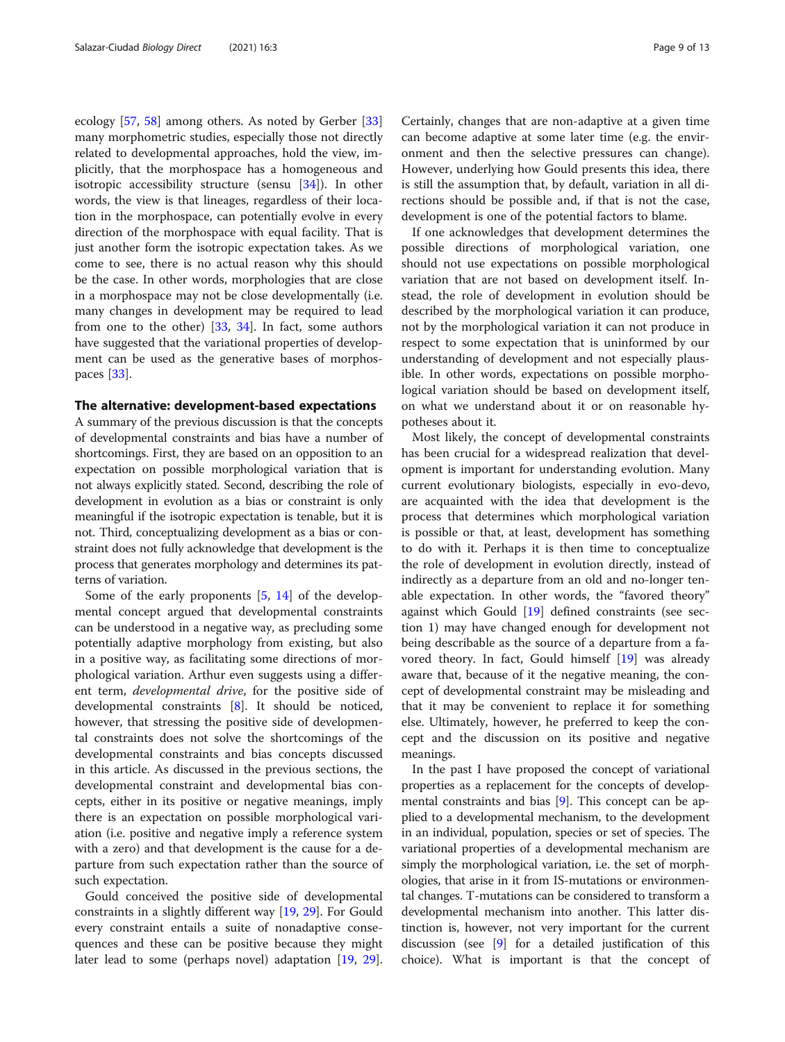ecology [57, 58] among others. As noted by Gerber [33] many morphometric studies, especially those not directly related to developmental approaches, hold the view, implicitly, that the morphospace has a homogeneous and isotropic accessibility structure (sensu [34]). In other words, the view is that lineages, regardless of their location in the morphospace, can potentially evolve in every direction of the morphospace with equal facility. That is just another form the isotropic expectation takes. As we come to see, there is no actual reason why this should be the case. In other words, morphologies that are close in a morphospace may not be close developmentally (i.e. many changes in development may be required to lead from one to the other) [33, 34]. In fact, some authors have suggested that the variational properties of development can be used as the generative bases of morphospaces [33].

## The alternative: development-based expectations

A summary of the previous discussion is that the concepts of developmental constraints and bias have a number of shortcomings. First, they are based on an opposition to an expectation on possible morphological variation that is not always explicitly stated. Second, describing the role of development in evolution as a bias or constraint is only meaningful if the isotropic expectation is tenable, but it is not. Third, conceptualizing development as a bias or constraint does not fully acknowledge that development is the process that generates morphology and determines its patterns of variation.

Some of the early proponents [5, 14] of the developmental concept argued that developmental constraints can be understood in a negative way, as precluding some potentially adaptive morphology from existing, but also in a positive way, as facilitating some directions of morphological variation. Arthur even suggests using a different term, *developmental drive*, for the positive side of developmental constraints [8]. It should be noticed, however, that stressing the positive side of developmental constraints does not solve the shortcomings of the developmental constraints and bias concepts discussed in this article. As discussed in the previous sections, the developmental constraint and developmental bias concepts, either in its positive or negative meanings, imply there is an expectation on possible morphological variation (i.e. positive and negative imply a reference system with a zero) and that development is the cause for a departure from such expectation rather than the source of such expectation.

Gould conceived the positive side of developmental constraints in a slightly different way [19, 29]. For Gould every constraint entails a suite of nonadaptive consequences and these can be positive because they might later lead to some (perhaps novel) adaptation [19, 29]. Certainly, changes that are non-adaptive at a given time can become adaptive at some later time (e.g. the environment and then the selective pressures can change). However, underlying how Gould presents this idea, there is still the assumption that, by default, variation in all directions should be possible and, if that is not the case, development is one of the potential factors to blame.

If one acknowledges that development determines the possible directions of morphological variation, one should not use expectations on possible morphological variation that are not based on development itself. Instead, the role of development in evolution should be described by the morphological variation it can produce, not by the morphological variation it can not produce in respect to some expectation that is uninformed by our understanding of development and not especially plausible. In other words, expectations on possible morphological variation should be based on development itself, on what we understand about it or on reasonable hypotheses about it.

Most likely, the concept of developmental constraints has been crucial for a widespread realization that development is important for understanding evolution. Many current evolutionary biologists, especially in evo-devo, are acquainted with the idea that development is the process that determines which morphological variation is possible or that, at least, development has something to do with it. Perhaps it is then time to conceptualize the role of development in evolution directly, instead of indirectly as a departure from an old and no-longer tenable expectation. In other words, the "favored theory" against which Gould [19] defined constraints (see section 1) may have changed enough for development not being describable as the source of a departure from a favored theory. In fact, Gould himself [19] was already aware that, because of it the negative meaning, the concept of developmental constraint may be misleading and that it may be convenient to replace it for something else. Ultimately, however, he preferred to keep the concept and the discussion on its positive and negative meanings.

In the past I have proposed the concept of variational properties as a replacement for the concepts of developmental constraints and bias [9]. This concept can be applied to a developmental mechanism, to the development in an individual, population, species or set of species. The variational properties of a developmental mechanism are simply the morphological variation, i.e. the set of morphologies, that arise in it from IS-mutations or environmental changes. T-mutations can be considered to transform a developmental mechanism into another. This latter distinction is, however, not very important for the current discussion (see [9] for a detailed justification of this choice). What is important is that the concept of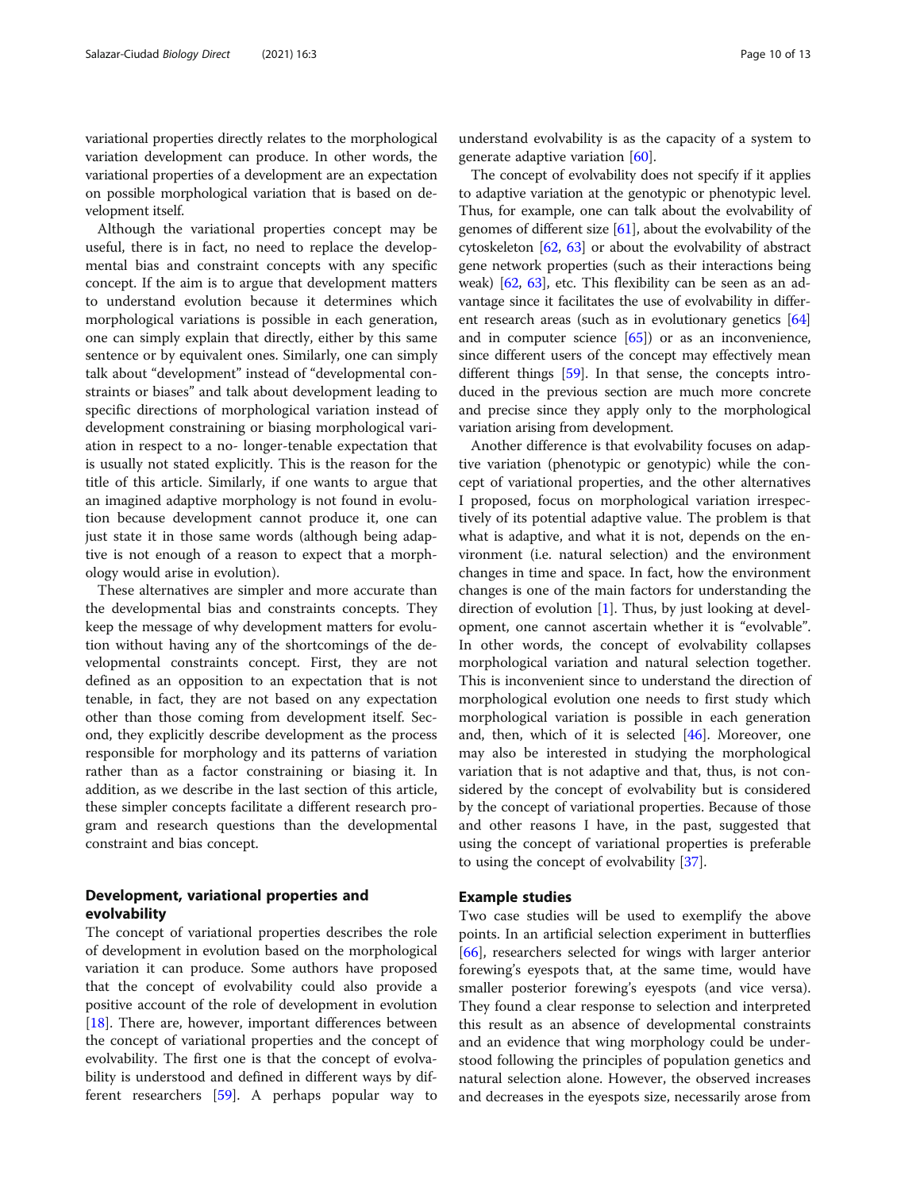variational properties directly relates to the morphological variation development can produce. In other words, the variational properties of a development are an expectation on possible morphological variation that is based on development itself.

Although the variational properties concept may be useful, there is in fact, no need to replace the developmental bias and constraint concepts with any specific concept. If the aim is to argue that development matters to understand evolution because it determines which morphological variations is possible in each generation, one can simply explain that directly, either by this same sentence or by equivalent ones. Similarly, one can simply talk about "development" instead of "developmental constraints or biases" and talk about development leading to specific directions of morphological variation instead of development constraining or biasing morphological variation in respect to a no- longer-tenable expectation that is usually not stated explicitly. This is the reason for the title of this article. Similarly, if one wants to argue that an imagined adaptive morphology is not found in evolution because development cannot produce it, one can just state it in those same words (although being adaptive is not enough of a reason to expect that a morphology would arise in evolution).

These alternatives are simpler and more accurate than the developmental bias and constraints concepts. They keep the message of why development matters for evolution without having any of the shortcomings of the developmental constraints concept. First, they are not defined as an opposition to an expectation that is not tenable, in fact, they are not based on any expectation other than those coming from development itself. Second, they explicitly describe development as the process responsible for morphology and its patterns of variation rather than as a factor constraining or biasing it. In addition, as we describe in the last section of this article, these simpler concepts facilitate a different research program and research questions than the developmental constraint and bias concept.

## Development, variational properties and evolvability

The concept of variational properties describes the role of development in evolution based on the morphological variation it can produce. Some authors have proposed that the concept of evolvability could also provide a positive account of the role of development in evolution [18]. There are, however, important differences between the concept of variational properties and the concept of evolvability. The first one is that the concept of evolvability is understood and defined in different ways by different researchers [59]. A perhaps popular way to understand evolvability is as the capacity of a system to generate adaptive variation [60].

The concept of evolvability does not specify if it applies to adaptive variation at the genotypic or phenotypic level. Thus, for example, one can talk about the evolvability of genomes of different size [61], about the evolvability of the cytoskeleton [62, 63] or about the evolvability of abstract gene network properties (such as their interactions being weak) [62, 63], etc. This flexibility can be seen as an advantage since it facilitates the use of evolvability in different research areas (such as in evolutionary genetics [64] and in computer science [65]) or as an inconvenience, since different users of the concept may effectively mean different things [59]. In that sense, the concepts introduced in the previous section are much more concrete and precise since they apply only to the morphological variation arising from development.

Another difference is that evolvability focuses on adaptive variation (phenotypic or genotypic) while the concept of variational properties, and the other alternatives I proposed, focus on morphological variation irrespectively of its potential adaptive value. The problem is that what is adaptive, and what it is not, depends on the environment (i.e. natural selection) and the environment changes in time and space. In fact, how the environment changes is one of the main factors for understanding the direction of evolution [1]. Thus, by just looking at development, one cannot ascertain whether it is "evolvable". In other words, the concept of evolvability collapses morphological variation and natural selection together. This is inconvenient since to understand the direction of morphological evolution one needs to first study which morphological variation is possible in each generation and, then, which of it is selected [46]. Moreover, one may also be interested in studying the morphological variation that is not adaptive and that, thus, is not considered by the concept of evolvability but is considered by the concept of variational properties. Because of those and other reasons I have, in the past, suggested that using the concept of variational properties is preferable to using the concept of evolvability [37].

## Example studies

Two case studies will be used to exemplify the above points. In an artificial selection experiment in butterflies [66], researchers selected for wings with larger anterior forewing's eyespots that, at the same time, would have smaller posterior forewing's eyespots (and vice versa). They found a clear response to selection and interpreted this result as an absence of developmental constraints and an evidence that wing morphology could be understood following the principles of population genetics and natural selection alone. However, the observed increases and decreases in the eyespots size, necessarily arose from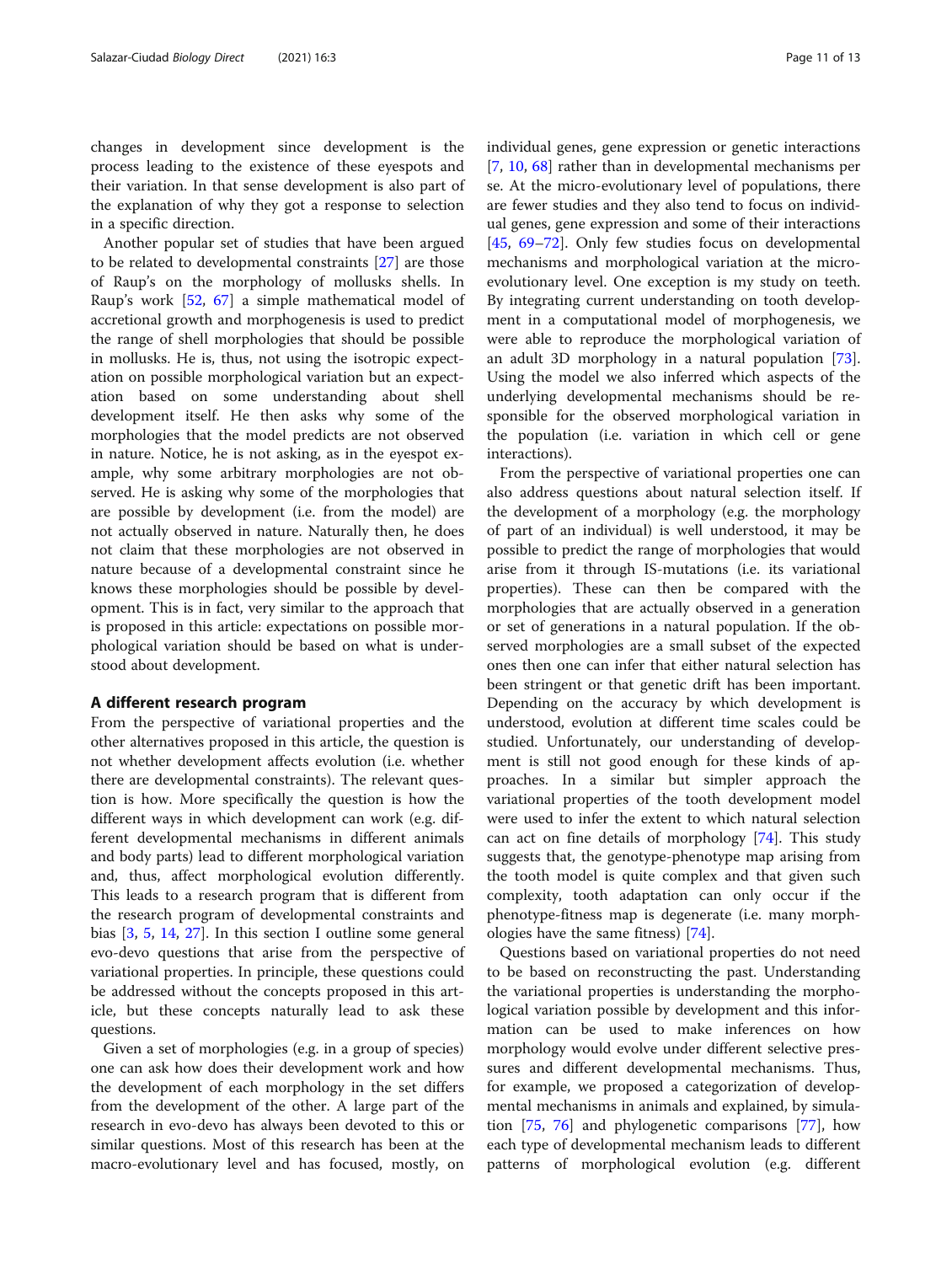changes in development since development is the process leading to the existence of these eyespots and their variation. In that sense development is also part of the explanation of why they got a response to selection in a specific direction.

Another popular set of studies that have been argued to be related to developmental constraints [27] are those of Raup's on the morphology of mollusks shells. In Raup's work [52, 67] a simple mathematical model of accretional growth and morphogenesis is used to predict the range of shell morphologies that should be possible in mollusks. He is, thus, not using the isotropic expectation on possible morphological variation but an expectation based on some understanding about shell development itself. He then asks why some of the morphologies that the model predicts are not observed in nature. Notice, he is not asking, as in the eyespot example, why some arbitrary morphologies are not observed. He is asking why some of the morphologies that are possible by development (i.e. from the model) are not actually observed in nature. Naturally then, he does not claim that these morphologies are not observed in nature because of a developmental constraint since he knows these morphologies should be possible by development. This is in fact, very similar to the approach that is proposed in this article: expectations on possible morphological variation should be based on what is understood about development.

## A different research program

From the perspective of variational properties and the other alternatives proposed in this article, the question is not whether development affects evolution (i.e. whether there are developmental constraints). The relevant question is how. More specifically the question is how the different ways in which development can work (e.g. different developmental mechanisms in different animals and body parts) lead to different morphological variation and, thus, affect morphological evolution differently. This leads to a research program that is different from the research program of developmental constraints and bias [3, 5, 14, 27]. In this section I outline some general evo-devo questions that arise from the perspective of variational properties. In principle, these questions could be addressed without the concepts proposed in this article, but these concepts naturally lead to ask these questions.

Given a set of morphologies (e.g. in a group of species) one can ask how does their development work and how the development of each morphology in the set differs from the development of the other. A large part of the research in evo-devo has always been devoted to this or similar questions. Most of this research has been at the macro-evolutionary level and has focused, mostly, on individual genes, gene expression or genetic interactions [7, 10, 68] rather than in developmental mechanisms per se. At the micro-evolutionary level of populations, there are fewer studies and they also tend to focus on individual genes, gene expression and some of their interactions [45, 69–72]. Only few studies focus on developmental mechanisms and morphological variation at the micro-evolutionary level. One exception is my study on teeth. By integrating current understanding on tooth development in a computational model of morphogenesis, we were able to reproduce the morphological variation of an adult 3D morphology in a natural population [73]. Using the model we also inferred which aspects of the underlying developmental mechanisms should be responsible for the observed morphological variation in the population (i.e. variation in which cell or gene interactions).

From the perspective of variational properties one can also address questions about natural selection itself. If the development of a morphology (e.g. the morphology of part of an individual) is well understood, it may be possible to predict the range of morphologies that would arise from it through IS-mutations (i.e. its variational properties). These can then be compared with the morphologies that are actually observed in a generation or set of generations in a natural population. If the observed morphologies are a small subset of the expected ones then one can infer that either natural selection has been stringent or that genetic drift has been important. Depending on the accuracy by which development is understood, evolution at different time scales could be studied. Unfortunately, our understanding of development is still not good enough for these kinds of approaches. In a similar but simpler approach the variational properties of the tooth development model were used to infer the extent to which natural selection can act on fine details of morphology [74]. This study suggests that, the genotype-phenotype map arising from the tooth model is quite complex and that given such complexity, tooth adaptation can only occur if the phenotype-fitness map is degenerate (i.e. many morphologies have the same fitness) [74].

Questions based on variational properties do not need to be based on reconstructing the past. Understanding the variational properties is understanding the morphological variation possible by development and this information can be used to make inferences on how morphology would evolve under different selective pressures and different developmental mechanisms. Thus, for example, we proposed a categorization of developmental mechanisms in animals and explained, by simulation [75, 76] and phylogenetic comparisons [77], how each type of developmental mechanism leads to different patterns of morphological evolution (e.g. different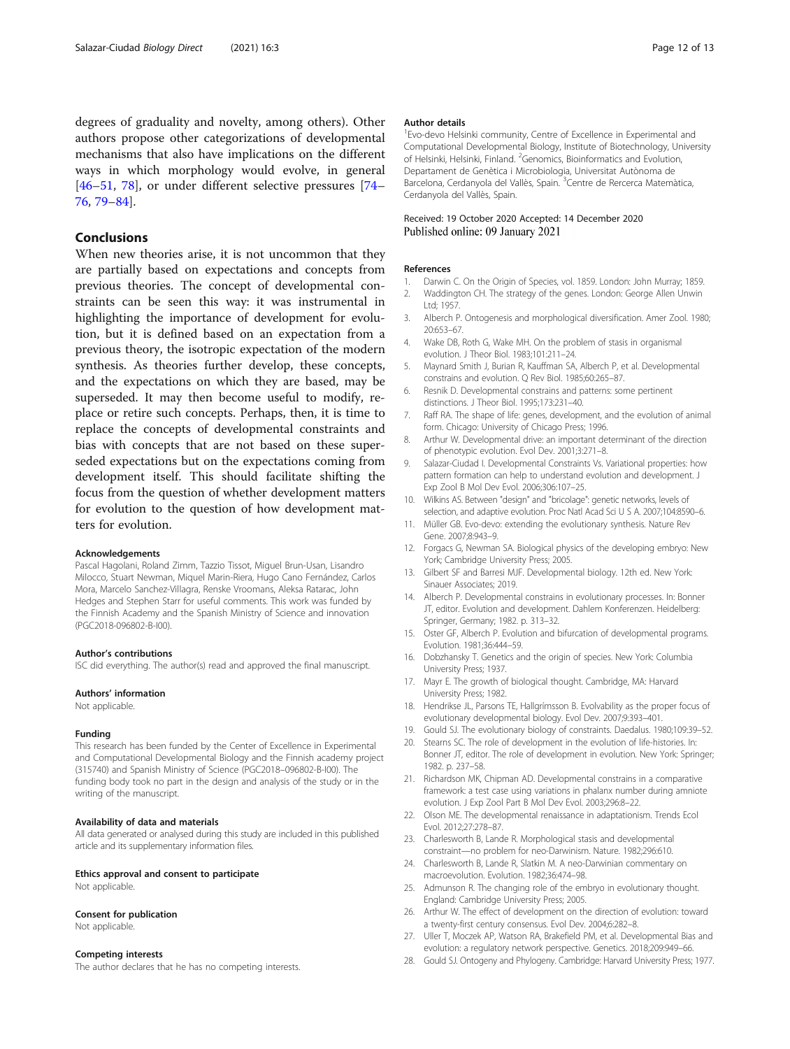degrees of graduality and novelty, among others). Other authors propose other categorizations of developmental mechanisms that also have implications on the different ways in which morphology would evolve, in general [46–51, 78], or under different selective pressures [74–76, 79–84].

## Conclusions

When new theories arise, it is not uncommon that they are partially based on expectations and concepts from previous theories. The concept of developmental constraints can be seen this way: it was instrumental in highlighting the importance of development for evolution, but it is defined based on an expectation from a previous theory, the isotropic expectation of the modern synthesis. As theories further develop, these concepts, and the expectations on which they are based, may be superseded. It may then become useful to modify, replace or retire such concepts. Perhaps, then, it is time to replace the concepts of developmental constraints and bias with concepts that are not based on these superseded expectations but on the expectations coming from development itself. This should facilitate shifting the focus from the question of whether development matters for evolution to the question of how development matters for evolution.

#### Acknowledgements

Pascal Hagolani, Roland Zimm, Tazzio Tissot, Miguel Brun-Usan, Lisandro Milocco, Stuart Newman, Miquel Marin-Riera, Hugo Cano Fernández, Carlos Mora, Marcelo Sanchez-Villagra, Renske Vroomans, Aleksa Ratarac, John Hedges and Stephen Starr for useful comments. This work was funded by the Finnish Academy and the Spanish Ministry of Science and innovation (PGC2018-096802-B-I00).

#### Author's contributions

ISC did everything. The author(s) read and approved the final manuscript.

#### Authors' information

Not applicable.

#### Funding

This research has been funded by the Center of Excellence in Experimental and Computational Developmental Biology and the Finnish academy project (315740) and Spanish Ministry of Science (PGC2018–096802-B-I00). The funding body took no part in the design and analysis of the study or in the writing of the manuscript.

#### Availability of data and materials

All data generated or analysed during this study are included in this published article and its supplementary information files.

#### Ethics approval and consent to participate

Not applicable.

#### Consent for publication

Not applicable.

#### Competing interests

The author declares that he has no competing interests.

#### Author details

[1]Evo-devo Helsinki community, Centre of Excellence in Experimental and Computational Developmental Biology, Institute of Biotechnology, University of Helsinki, Helsinki, Finland. [2]Genomics, Bioinformatics and Evolution, Departament de Genètica i Microbiologia, Universitat Autònoma de Barcelona, Cerdanyola del Vallès, Spain. [3]Centre de Rercerca Matemàtica, Cerdanyola del Vallès, Spain.

Received: 19 October 2020 Accepted: 14 December 2020
Published online: 09 January 2021

#### References

1. Darwin C. On the Origin of Species, vol. 1859. London: John Murray; 1859.
2. Waddington CH. The strategy of the genes. London: George Allen Unwin Ltd; 1957.
3. Alberch P. Ontogenesis and morphological diversification. Amer Zool. 1980; 20:653–67.
4. Wake DB, Roth G, Wake MH. On the problem of stasis in organismal evolution. J Theor Biol. 1983;101:211–24.
5. Maynard Smith J, Burian R, Kauffman SA, Alberch P, et al. Developmental constrains and evolution. Q Rev Biol. 1985;60:265–87.
6. Resnik D. Developmental constrains and patterns: some pertinent distinctions. J Theor Biol. 1995;173:231–40.
7. Raff RA. The shape of life: genes, development, and the evolution of animal form. Chicago: University of Chicago Press; 1996.
8. Arthur W. Developmental drive: an important determinant of the direction of phenotypic evolution. Evol Dev. 2001;3:271–8.
9. Salazar-Ciudad I. Developmental Constraints Vs. Variational properties: how pattern formation can help to understand evolution and development. J Exp Zool B Mol Dev Evol. 2006;306:107–25.
10. Wilkins AS. Between "design" and "bricolage": genetic networks, levels of selection, and adaptive evolution. Proc Natl Acad Sci U S A. 2007;104:8590–6.
11. Müller GB. Evo-devo: extending the evolutionary synthesis. Nature Rev Gene. 2007;8:943–9.
12. Forgacs G, Newman SA. Biological physics of the developing embryo: New York; Cambridge University Press; 2005.
13. Gilbert SF and Barresi MJF. Developmental biology. 12th ed. New York: Sinauer Associates; 2019.
14. Alberch P. Developmental constrains in evolutionary processes. In: Bonner JT, editor. Evolution and development. Dahlem Konferenzen. Heidelberg: Springer, Germany; 1982. p. 313–32.
15. Oster GF, Alberch P. Evolution and bifurcation of developmental programs. Evolution. 1981;36:444–59.
16. Dobzhansky T. Genetics and the origin of species. New York: Columbia University Press; 1937.
17. Mayr E. The growth of biological thought. Cambridge, MA: Harvard University Press; 1982.
18. Hendrikse JL, Parsons TE, Hallgrímsson B. Evolvability as the proper focus of evolutionary developmental biology. Evol Dev. 2007;9:393–401.
19. Gould SJ. The evolutionary biology of constraints. Daedalus. 1980;109:39–52.
20. Stearns SC. The role of development in the evolution of life-histories. In: Bonner JT, editor. The role of development in evolution. New York: Springer; 1982. p. 237–58.
21. Richardson MK, Chipman AD. Developmental constrains in a comparative framework: a test case using variations in phalanx number during amniote evolution. J Exp Zool Part B Mol Dev Evol. 2003;296:8–22.
22. Olson ME. The developmental renaissance in adaptationism. Trends Ecol Evol. 2012;27:278–87.
23. Charlesworth B, Lande R. Morphological stasis and developmental constraint—no problem for neo-Darwinism. Nature. 1982;296:610.
24. Charlesworth B, Lande R, Slatkin M. A neo-Darwinian commentary on macroevolution. Evolution. 1982;36:474–98.
25. Admunson R. The changing role of the embryo in evolutionary thought. England: Cambridge University Press; 2005.
26. Arthur W. The effect of development on the direction of evolution: toward a twenty-first century consensus. Evol Dev. 2004;6:282–8.
27. Uller T, Moczek AP, Watson RA, Brakefield PM, et al. Developmental Bias and evolution: a regulatory network perspective. Genetics. 2018;209:949–66.
28. Gould SJ. Ontogeny and Phylogeny. Cambridge: Harvard University Press; 1977.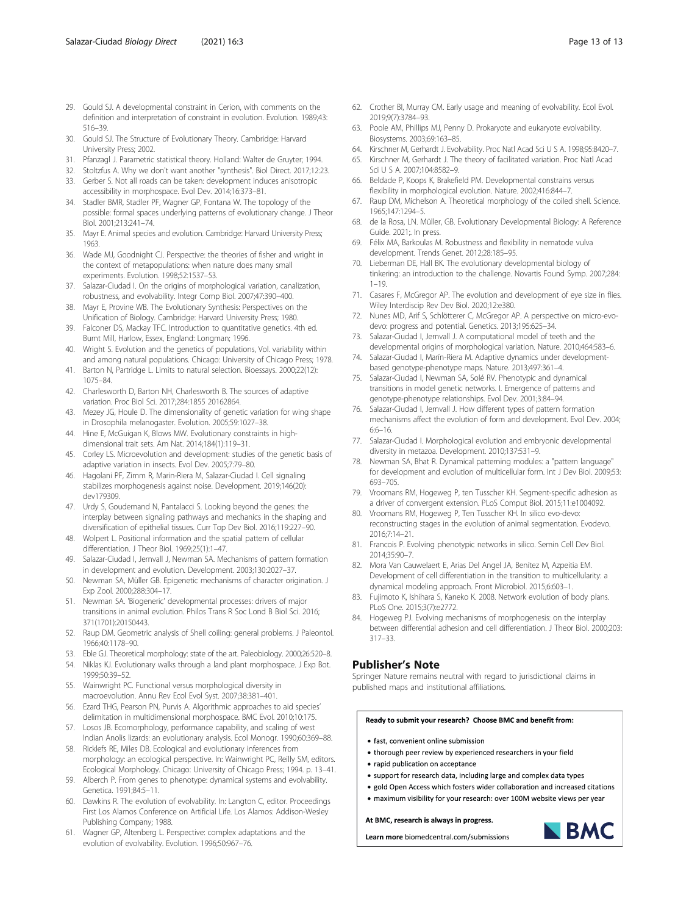29. Gould SJ. A developmental constraint in Cerion, with comments on the definition and interpretation of constraint in evolution. Evolution. 1989;43: 516–39.
30. Gould SJ. The Structure of Evolutionary Theory. Cambridge: Harvard University Press; 2002.
31. Pfanzagl J. Parametric statistical theory. Holland: Walter de Gruyter; 1994.
32. Stoltzfus A. Why we don't want another "synthesis". Biol Direct. 2017;12:23.
33. Gerber S. Not all roads can be taken: development induces anisotropic accessibility in morphospace. Evol Dev. 2014;16:373–81.
34. Stadler BMR, Stadler PF, Wagner GP, Fontana W. The topology of the possible: formal spaces underlying patterns of evolutionary change. J Theor Biol. 2001;213:241–74.
35. Mayr E. Animal species and evolution. Cambridge: Harvard University Press; 1963.
36. Wade MJ, Goodnight CJ. Perspective: the theories of fisher and wright in the context of metapopulations: when nature does many small experiments. Evolution. 1998;52:1537–53.
37. Salazar-Ciudad I. On the origins of morphological variation, canalization, robustness, and evolvability. Integr Comp Biol. 2007;47:390–400.
38. Mayr E, Provine WB. The Evolutionary Synthesis: Perspectives on the Unification of Biology. Cambridge: Harvard University Press; 1980.
39. Falconer DS, Mackay TFC. Introduction to quantitative genetics. 4th ed. Burnt Mill, Harlow, Essex, England: Longman; 1996.
40. Wright S. Evolution and the genetics of populations, Vol. variability within and among natural populations. Chicago: University of Chicago Press; 1978.
41. Barton N, Partridge L. Limits to natural selection. Bioessays. 2000;22(12): 1075–84.
42. Charlesworth D, Barton NH, Charlesworth B. The sources of adaptive variation. Proc Biol Sci. 2017;284:1855 20162864.
43. Mezey JG, Houle D. The dimensionality of genetic variation for wing shape in Drosophila melanogaster. Evolution. 2005;59:1027–38.
44. Hine E, McGuigan K, Blows MW. Evolutionary constraints in high-dimensional trait sets. Am Nat. 2014;184(1):119–31.
45. Corley LS. Microevolution and development: studies of the genetic basis of adaptive variation in insects. Evol Dev. 2005;7:79–80.
46. Hagolani PF, Zimm R, Marin-Riera M, Salazar-Ciudad I. Cell signaling stabilizes morphogenesis against noise. Development. 2019;146(20): dev179309.
47. Urdy S, Goudemand N, Pantalacci S. Looking beyond the genes: the interplay between signaling pathways and mechanics in the shaping and diversification of epithelial tissues. Curr Top Dev Biol. 2016;119:227–90.
48. Wolpert L. Positional information and the spatial pattern of cellular differentiation. J Theor Biol. 1969;25(1):1–47.
49. Salazar-Ciudad I, Jernvall J, Newman SA. Mechanisms of pattern formation in development and evolution. Development. 2003;130:2027–37.
50. Newman SA, Müller GB. Epigenetic mechanisms of character origination. J Exp Zool. 2000;288:304–17.
51. Newman SA. 'Biogeneric' developmental processes: drivers of major transitions in animal evolution. Philos Trans R Soc Lond B Biol Sci. 2016; 371(1701):20150443.
52. Raup DM. Geometric analysis of Shell coiling: general problems. J Paleontol. 1966;40:1178–90.
53. Eble GJ. Theoretical morphology: state of the art. Paleobiology. 2000;26:520–8.
54. Niklas KJ. Evolutionary walks through a land plant morphospace. J Exp Bot. 1999;50:39–52.
55. Wainwright PC. Functional versus morphological diversity in macroevolution. Annu Rev Ecol Evol Syst. 2007;38:381–401.
56. Ezard THG, Pearson PN, Purvis A. Algorithmic approaches to aid species' delimitation in multidimensional morphospace. BMC Evol. 2010;10:175.
57. Losos JB. Ecomorphology, performance capability, and scaling of west Indian Anolis lizards: an evolutionary analysis. Ecol Monogr. 1990;60:369–88.
58. Ricklefs RE, Miles DB. Ecological and evolutionary inferences from morphology: an ecological perspective. In: Wainwright PC, Reilly SM, editors. Ecological Morphology. Chicago: University of Chicago Press; 1994. p. 13–41.
59. Alberch P. From genes to phenotype: dynamical systems and evolvability. Genetica. 1991;84:5–11.
60. Dawkins R. The evolution of evolvability. In: Langton C, editor. Proceedings First Los Alamos Conference on Artificial Life. Los Alamos: Addison-Wesley Publishing Company; 1988.
61. Wagner GP, Altenberg L. Perspective: complex adaptations and the evolution of evolvability. Evolution. 1996;50:967–76.
62. Crother BI, Murray CM. Early usage and meaning of evolvability. Ecol Evol. 2019;9(7):3784–93.
63. Poole AM, Phillips MJ, Penny D. Prokaryote and eukaryote evolvability. Biosystems. 2003;69:163–85.
64. Kirschner M, Gerhardt J. Evolvability. Proc Natl Acad Sci U S A. 1998;95:8420–7.
65. Kirschner M, Gerhardt J. The theory of facilitated variation. Proc Natl Acad Sci U S A. 2007;104:8582–9.
66. Beldade P, Koops K, Brakefield PM. Developmental constrains versus flexibility in morphological evolution. Nature. 2002;416:844–7.
67. Raup DM, Michelson A. Theoretical morphology of the coiled shell. Science. 1965;147:1294–5.
68. de la Rosa, LN. Müller, GB. Evolutionary Developmental Biology: A Reference Guide. 2021;. In press.
69. Félix MA, Barkoulas M. Robustness and flexibility in nematode vulva development. Trends Genet. 2012;28:185–95.
70. Lieberman DE, Hall BK. The evolutionary developmental biology of tinkering: an introduction to the challenge. Novartis Found Symp. 2007;284: 1–19.
71. Casares F, McGregor AP. The evolution and development of eye size in flies. Wiley Interdiscip Rev Dev Biol. 2020;12:e380.
72. Nunes MD, Arif S, Schlötterer C, McGregor AP. A perspective on micro-evo-devo: progress and potential. Genetics. 2013;195:625–34.
73. Salazar-Ciudad I, Jernvall J. A computational model of teeth and the developmental origins of morphological variation. Nature. 2010;464:583–6.
74. Salazar-Ciudad I, Marín-Riera M. Adaptive dynamics under development-based genotype-phenotype maps. Nature. 2013;497:361–4.
75. Salazar-Ciudad I, Newman SA, Solé RV. Phenotypic and dynamical transitions in model genetic networks. I. Emergence of patterns and genotype-phenotype relationships. Evol Dev. 2001;3:84–94.
76. Salazar-Ciudad I, Jernvall J. How different types of pattern formation mechanisms affect the evolution of form and development. Evol Dev. 2004; 6:6–16.
77. Salazar-Ciudad I. Morphological evolution and embryonic developmental diversity in metazoa. Development. 2010;137:531–9.
78. Newman SA, Bhat R. Dynamical patterning modules: a "pattern language" for development and evolution of multicellular form. Int J Dev Biol. 2009;53: 693–705.
79. Vroomans RM, Hogeweg P, ten Tusscher KH. Segment-specific adhesion as a driver of convergent extension. PLoS Comput Biol. 2015;11:e1004092.
80. Vroomans RM, Hogeweg P, Ten Tusscher KH. In silico evo-devo: reconstructing stages in the evolution of animal segmentation. Evodevo. 2016;7:14–21.
81. Francois P. Evolving phenotypic networks in silico. Semin Cell Dev Biol. 2014;35:90–7.
82. Mora Van Cauwelaert E, Arias Del Angel JA, Benítez M, Azpeitia EM. Development of cell differentiation in the transition to multicellularity: a dynamical modeling approach. Front Microbiol. 2015;6:603–1.
83. Fujimoto K, Ishihara S, Kaneko K. 2008. Network evolution of body plans. PLoS One. 2015;3(7):e2772.
84. Hogeweg PJ. Evolving mechanisms of morphogenesis: on the interplay between differential adhesion and cell differentiation. J Theor Biol. 2000;203: 317–33.

## Publisher's Note

Springer Nature remains neutral with regard to jurisdictional claims in published maps and institutional affiliations.

**Ready to submit your research? Choose BMC and benefit from:**

- fast, convenient online submission
- thorough peer review by experienced researchers in your field
- rapid publication on acceptance
- support for research data, including large and complex data types
- gold Open Access which fosters wider collaboration and increased citations
- maximum visibility for your research: over 100M website views per year

**At BMC, research is always in progress.**

**Learn more** biomedcentral.com/submissions